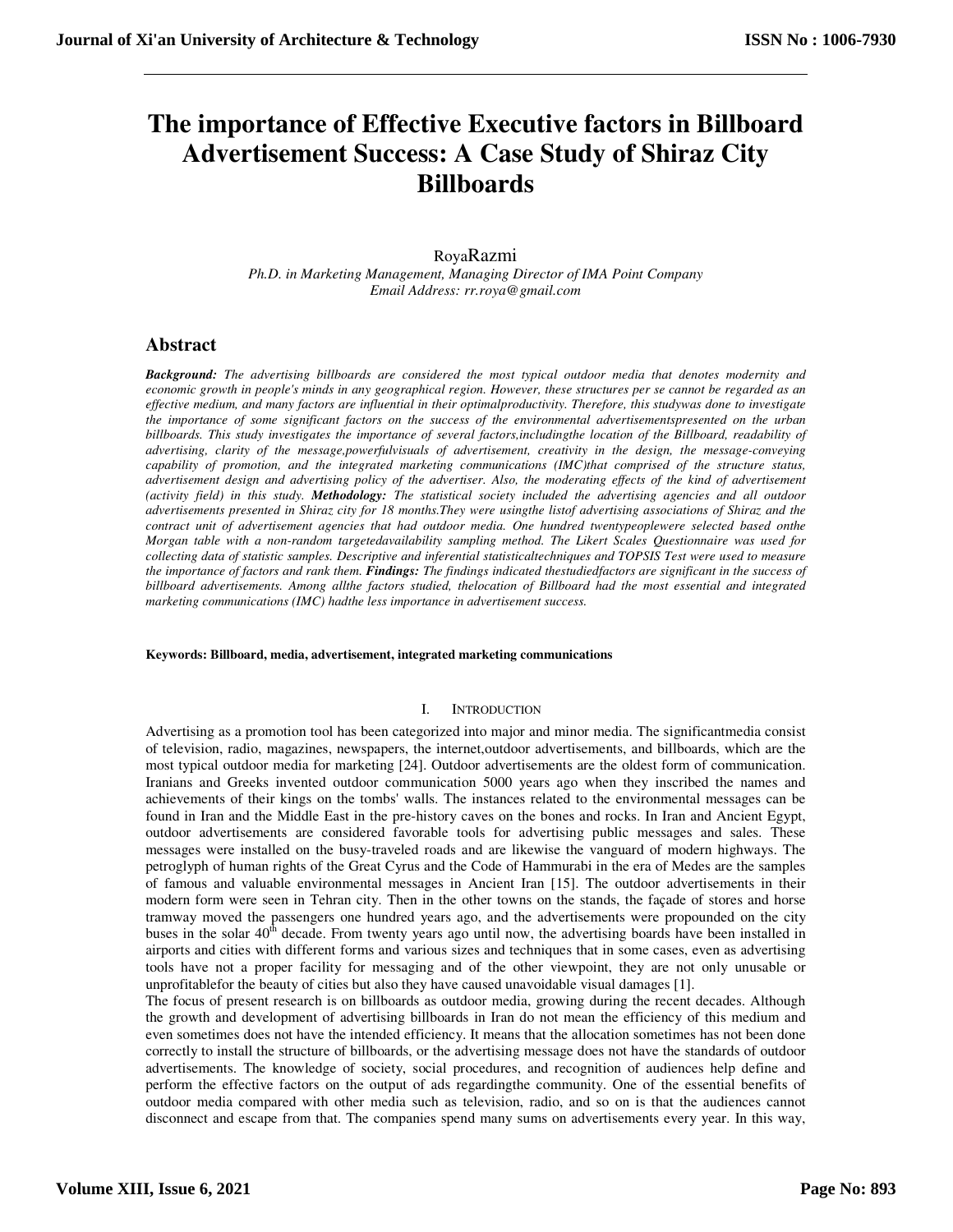# The importance of Effective Executive factors in Billboard Advertisement Success: A Case Study of Shiraz City Billboards

RoyaRazmi

*Ph.D. in Marketing Management, Managing Director of IMA Point Company*
*Email Address: rr.roya@gmail.com*

## Abstract

***Background:*** *The advertising billboards are considered the most typical outdoor media that denotes modernity and economic growth in people's minds in any geographical region. However, these structures per se cannot be regarded as an effective medium, and many factors are influential in their optimalproductivity. Therefore, this studywas done to investigate the importance of some significant factors on the success of the environmental advertisementspresented on the urban billboards. This study investigates the importance of several factors,includingthe location of the Billboard, readability of advertising, clarity of the message,powerfulvisuals of advertisement, creativity in the design, the message-conveying capability of promotion, and the integrated marketing communications (IMC)that comprised of the structure status, advertisement design and advertising policy of the advertiser. Also, the moderating effects of the kind of advertisement (activity field) in this study.* ***Methodology:*** *The statistical society included the advertising agencies and all outdoor advertisements presented in Shiraz city for 18 months.They were usingthe listof advertising associations of Shiraz and the contract unit of advertisement agencies that had outdoor media. One hundred twentypeoplewere selected based onthe Morgan table with a non-random targetedavailability sampling method. The Likert Scales Questionnaire was used for collecting data of statistic samples. Descriptive and inferential statisticaltechniques and TOPSIS Test were used to measure the importance of factors and rank them.* ***Findings:*** *The findings indicated thestudiedfactors are significant in the success of billboard advertisements. Among allthe factors studied, thelocation of Billboard had the most essential and integrated marketing communications (IMC) hadthe less importance in advertisement success.*

**Keywords: Billboard, media, advertisement, integrated marketing communications**

## I. Introduction

Advertising as a promotion tool has been categorized into major and minor media. The significantmedia consist of television, radio, magazines, newspapers, the internet,outdoor advertisements, and billboards, which are the most typical outdoor media for marketing [24]. Outdoor advertisements are the oldest form of communication. Iranians and Greeks invented outdoor communication 5000 years ago when they inscribed the names and achievements of their kings on the tombs' walls. The instances related to the environmental messages can be found in Iran and the Middle East in the pre-history caves on the bones and rocks. In Iran and Ancient Egypt, outdoor advertisements are considered favorable tools for advertising public messages and sales. These messages were installed on the busy-traveled roads and are likewise the vanguard of modern highways. The petroglyph of human rights of the Great Cyrus and the Code of Hammurabi in the era of Medes are the samples of famous and valuable environmental messages in Ancient Iran [15]. The outdoor advertisements in their modern form were seen in Tehran city. Then in the other towns on the stands, the façade of stores and horse tramway moved the passengers one hundred years ago, and the advertisements were propounded on the city buses in the solar 40th decade. From twenty years ago until now, the advertising boards have been installed in airports and cities with different forms and various sizes and techniques that in some cases, even as advertising tools have not a proper facility for messaging and of the other viewpoint, they are not only unusable or unprofitablefor the beauty of cities but also they have caused unavoidable visual damages [1].

The focus of present research is on billboards as outdoor media, growing during the recent decades. Although the growth and development of advertising billboards in Iran do not mean the efficiency of this medium and even sometimes does not have the intended efficiency. It means that the allocation sometimes has not been done correctly to install the structure of billboards, or the advertising message does not have the standards of outdoor advertisements. The knowledge of society, social procedures, and recognition of audiences help define and perform the effective factors on the output of ads regardingthe community. One of the essential benefits of outdoor media compared with other media such as television, radio, and so on is that the audiences cannot disconnect and escape from that. The companies spend many sums on advertisements every year. In this way,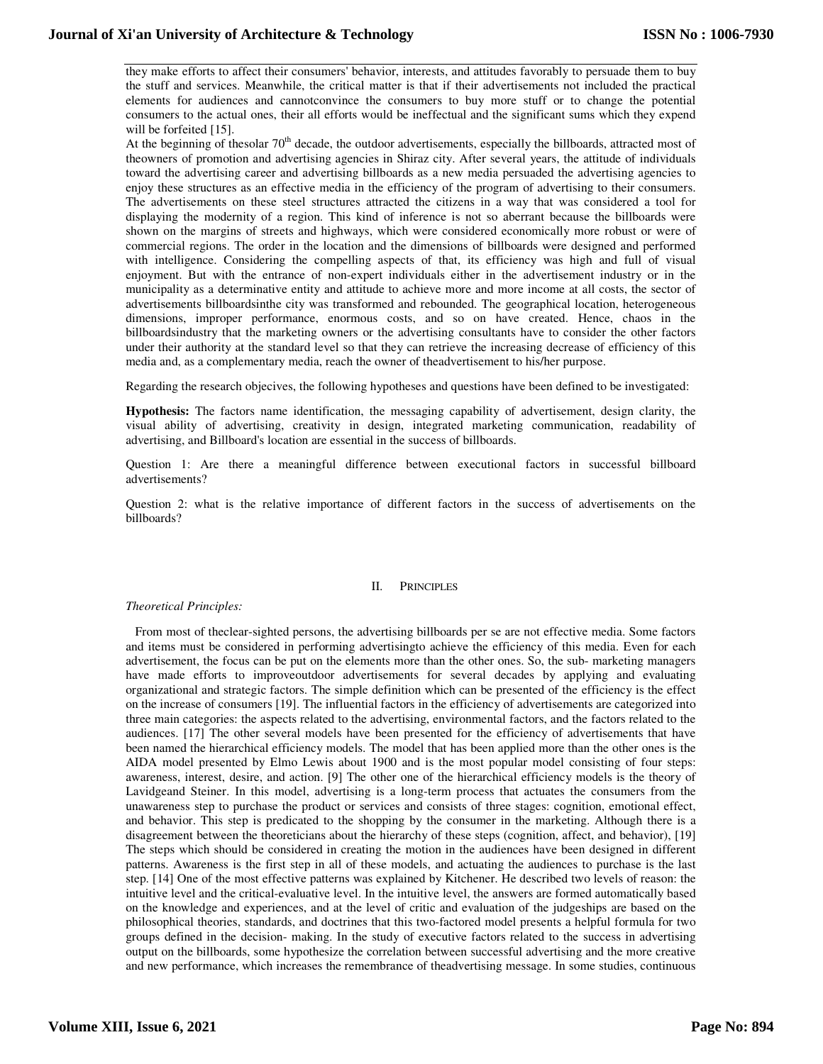they make efforts to affect their consumers' behavior, interests, and attitudes favorably to persuade them to buy the stuff and services. Meanwhile, the critical matter is that if their advertisements not included the practical elements for audiences and cannotconvince the consumers to buy more stuff or to change the potential consumers to the actual ones, their all efforts would be ineffectual and the significant sums which they expend will be forfeited [15].

At the beginning of thesolar 70th decade, the outdoor advertisements, especially the billboards, attracted most of theowners of promotion and advertising agencies in Shiraz city. After several years, the attitude of individuals toward the advertising career and advertising billboards as a new media persuaded the advertising agencies to enjoy these structures as an effective media in the efficiency of the program of advertising to their consumers. The advertisements on these steel structures attracted the citizens in a way that was considered a tool for displaying the modernity of a region. This kind of inference is not so aberrant because the billboards were shown on the margins of streets and highways, which were considered economically more robust or were of commercial regions. The order in the location and the dimensions of billboards were designed and performed with intelligence. Considering the compelling aspects of that, its efficiency was high and full of visual enjoyment. But with the entrance of non-expert individuals either in the advertisement industry or in the municipality as a determinative entity and attitude to achieve more and more income at all costs, the sector of advertisements billboardsinthe city was transformed and rebounded. The geographical location, heterogeneous dimensions, improper performance, enormous costs, and so on have created. Hence, chaos in the billboardsindustry that the marketing owners or the advertising consultants have to consider the other factors under their authority at the standard level so that they can retrieve the increasing decrease of efficiency of this media and, as a complementary media, reach the owner of theadvertisement to his/her purpose.

Regarding the research objecives, the following hypotheses and questions have been defined to be investigated:

**Hypothesis:** The factors name identification, the messaging capability of advertisement, design clarity, the visual ability of advertising, creativity in design, integrated marketing communication, readability of advertising, and Billboard's location are essential in the success of billboards.

Question 1: Are there a meaningful difference between executional factors in successful billboard advertisements?

Question 2: what is the relative importance of different factors in the success of advertisements on the billboards?

## II. PRINCIPLES

*Theoretical Principles:*

From most of theclear-sighted persons, the advertising billboards per se are not effective media. Some factors and items must be considered in performing advertisingto achieve the efficiency of this media. Even for each advertisement, the focus can be put on the elements more than the other ones. So, the sub- marketing managers have made efforts to improveoutdoor advertisements for several decades by applying and evaluating organizational and strategic factors. The simple definition which can be presented of the efficiency is the effect on the increase of consumers [19]. The influential factors in the efficiency of advertisements are categorized into three main categories: the aspects related to the advertising, environmental factors, and the factors related to the audiences. [17] The other several models have been presented for the efficiency of advertisements that have been named the hierarchical efficiency models. The model that has been applied more than the other ones is the AIDA model presented by Elmo Lewis about 1900 and is the most popular model consisting of four steps: awareness, interest, desire, and action. [9] The other one of the hierarchical efficiency models is the theory of Lavidgeand Steiner. In this model, advertising is a long-term process that actuates the consumers from the unawareness step to purchase the product or services and consists of three stages: cognition, emotional effect, and behavior. This step is predicated to the shopping by the consumer in the marketing. Although there is a disagreement between the theoreticians about the hierarchy of these steps (cognition, affect, and behavior), [19] The steps which should be considered in creating the motion in the audiences have been designed in different patterns. Awareness is the first step in all of these models, and actuating the audiences to purchase is the last step. [14] One of the most effective patterns was explained by Kitchener. He described two levels of reason: the intuitive level and the critical-evaluative level. In the intuitive level, the answers are formed automatically based on the knowledge and experiences, and at the level of critic and evaluation of the judgeships are based on the philosophical theories, standards, and doctrines that this two-factored model presents a helpful formula for two groups defined in the decision- making. In the study of executive factors related to the success in advertising output on the billboards, some hypothesize the correlation between successful advertising and the more creative and new performance, which increases the remembrance of theadvertising message. In some studies, continuous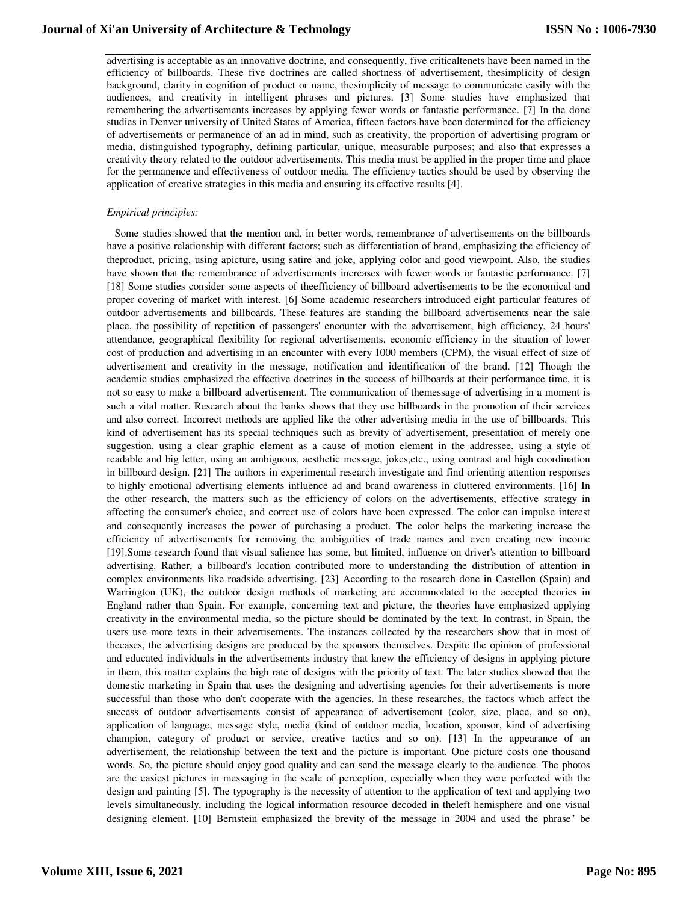advertising is acceptable as an innovative doctrine, and consequently, five criticaltenets have been named in the efficiency of billboards. These five doctrines are called shortness of advertisement, thesimplicity of design background, clarity in cognition of product or name, thesimplicity of message to communicate easily with the audiences, and creativity in intelligent phrases and pictures. [3] Some studies have emphasized that remembering the advertisements increases by applying fewer words or fantastic performance. [7] In the done studies in Denver university of United States of America, fifteen factors have been determined for the efficiency of advertisements or permanence of an ad in mind, such as creativity, the proportion of advertising program or media, distinguished typography, defining particular, unique, measurable purposes; and also that expresses a creativity theory related to the outdoor advertisements. This media must be applied in the proper time and place for the permanence and effectiveness of outdoor media. The efficiency tactics should be used by observing the application of creative strategies in this media and ensuring its effective results [4].

*Empirical principles:*

Some studies showed that the mention and, in better words, remembrance of advertisements on the billboards have a positive relationship with different factors; such as differentiation of brand, emphasizing the efficiency of theproduct, pricing, using apicture, using satire and joke, applying color and good viewpoint. Also, the studies have shown that the remembrance of advertisements increases with fewer words or fantastic performance. [7] [18] Some studies consider some aspects of theefficiency of billboard advertisements to be the economical and proper covering of market with interest. [6] Some academic researchers introduced eight particular features of outdoor advertisements and billboards. These features are standing the billboard advertisements near the sale place, the possibility of repetition of passengers' encounter with the advertisement, high efficiency, 24 hours' attendance, geographical flexibility for regional advertisements, economic efficiency in the situation of lower cost of production and advertising in an encounter with every 1000 members (CPM), the visual effect of size of advertisement and creativity in the message, notification and identification of the brand. [12] Though the academic studies emphasized the effective doctrines in the success of billboards at their performance time, it is not so easy to make a billboard advertisement. The communication of themessage of advertising in a moment is such a vital matter. Research about the banks shows that they use billboards in the promotion of their services and also correct. Incorrect methods are applied like the other advertising media in the use of billboards. This kind of advertisement has its special techniques such as brevity of advertisement, presentation of merely one suggestion, using a clear graphic element as a cause of motion element in the addressee, using a style of readable and big letter, using an ambiguous, aesthetic message, jokes,etc., using contrast and high coordination in billboard design. [21] The authors in experimental research investigate and find orienting attention responses to highly emotional advertising elements influence ad and brand awareness in cluttered environments. [16] In the other research, the matters such as the efficiency of colors on the advertisements, effective strategy in affecting the consumer's choice, and correct use of colors have been expressed. The color can impulse interest and consequently increases the power of purchasing a product. The color helps the marketing increase the efficiency of advertisements for removing the ambiguities of trade names and even creating new income [19].Some research found that visual salience has some, but limited, influence on driver's attention to billboard advertising. Rather, a billboard's location contributed more to understanding the distribution of attention in complex environments like roadside advertising. [23] According to the research done in Castellon (Spain) and Warrington (UK), the outdoor design methods of marketing are accommodated to the accepted theories in England rather than Spain. For example, concerning text and picture, the theories have emphasized applying creativity in the environmental media, so the picture should be dominated by the text. In contrast, in Spain, the users use more texts in their advertisements. The instances collected by the researchers show that in most of thecases, the advertising designs are produced by the sponsors themselves. Despite the opinion of professional and educated individuals in the advertisements industry that knew the efficiency of designs in applying picture in them, this matter explains the high rate of designs with the priority of text. The later studies showed that the domestic marketing in Spain that uses the designing and advertising agencies for their advertisements is more successful than those who don't cooperate with the agencies. In these researches, the factors which affect the success of outdoor advertisements consist of appearance of advertisement (color, size, place, and so on), application of language, message style, media (kind of outdoor media, location, sponsor, kind of advertising champion, category of product or service, creative tactics and so on). [13] In the appearance of an advertisement, the relationship between the text and the picture is important. One picture costs one thousand words. So, the picture should enjoy good quality and can send the message clearly to the audience. The photos are the easiest pictures in messaging in the scale of perception, especially when they were perfected with the design and painting [5]. The typography is the necessity of attention to the application of text and applying two levels simultaneously, including the logical information resource decoded in theleft hemisphere and one visual designing element. [10] Bernstein emphasized the brevity of the message in 2004 and used the phrase" be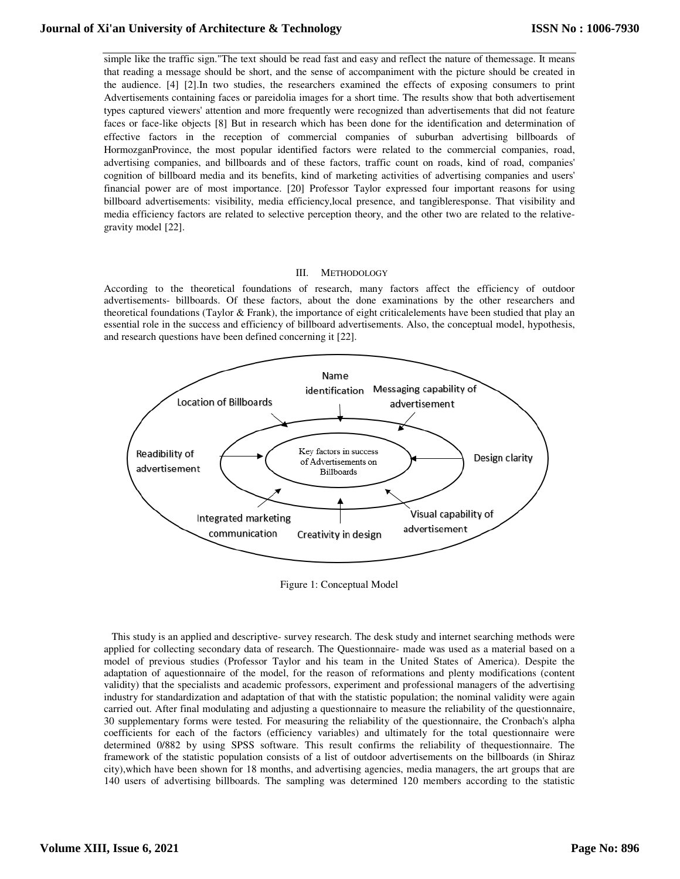simple like the traffic sign."The text should be read fast and easy and reflect the nature of themessage. It means that reading a message should be short, and the sense of accompaniment with the picture should be created in the audience. [4] [2].In two studies, the researchers examined the effects of exposing consumers to print Advertisements containing faces or pareidolia images for a short time. The results show that both advertisement types captured viewers' attention and more frequently were recognized than advertisements that did not feature faces or face-like objects [8] But in research which has been done for the identification and determination of effective factors in the reception of commercial companies of suburban advertising billboards of HormozganProvince, the most popular identified factors were related to the commercial companies, road, advertising companies, and billboards and of these factors, traffic count on roads, kind of road, companies' cognition of billboard media and its benefits, kind of marketing activities of advertising companies and users' financial power are of most importance. [20] Professor Taylor expressed four important reasons for using billboard advertisements: visibility, media efficiency,local presence, and tangibleresponse. That visibility and media efficiency factors are related to selective perception theory, and the other two are related to the relative-gravity model [22].

## III. METHODOLOGY

According to the theoretical foundations of research, many factors affect the efficiency of outdoor advertisements- billboards. Of these factors, about the done examinations by the other researchers and theoretical foundations (Taylor & Frank), the importance of eight criticalelements have been studied that play an essential role in the success and efficiency of billboard advertisements. Also, the conceptual model, hypothesis, and research questions have been defined concerning it [22].

Key factors in success of Advertisements on Billboards: Name identification; Messaging capability of advertisement; Design clarity; Visual capability of advertisement; Creativity in design; Integrated marketing communication; Readibility of advertisement; Location of Billboards

Figure 1: Conceptual Model

This study is an applied and descriptive- survey research. The desk study and internet searching methods were applied for collecting secondary data of research. The Questionnaire- made was used as a material based on a model of previous studies (Professor Taylor and his team in the United States of America). Despite the adaptation of aquestionnaire of the model, for the reason of reformations and plenty modifications (content validity) that the specialists and academic professors, experiment and professional managers of the advertising industry for standardization and adaptation of that with the statistic population; the nominal validity were again carried out. After final modulating and adjusting a questionnaire to measure the reliability of the questionnaire, 30 supplementary forms were tested. For measuring the reliability of the questionnaire, the Cronbach's alpha coefficients for each of the factors (efficiency variables) and ultimately for the total questionnaire were determined 0/882 by using SPSS software. This result confirms the reliability of thequestionnaire. The framework of the statistic population consists of a list of outdoor advertisements on the billboards (in Shiraz city),which have been shown for 18 months, and advertising agencies, media managers, the art groups that are 140 users of advertising billboards. The sampling was determined 120 members according to the statistic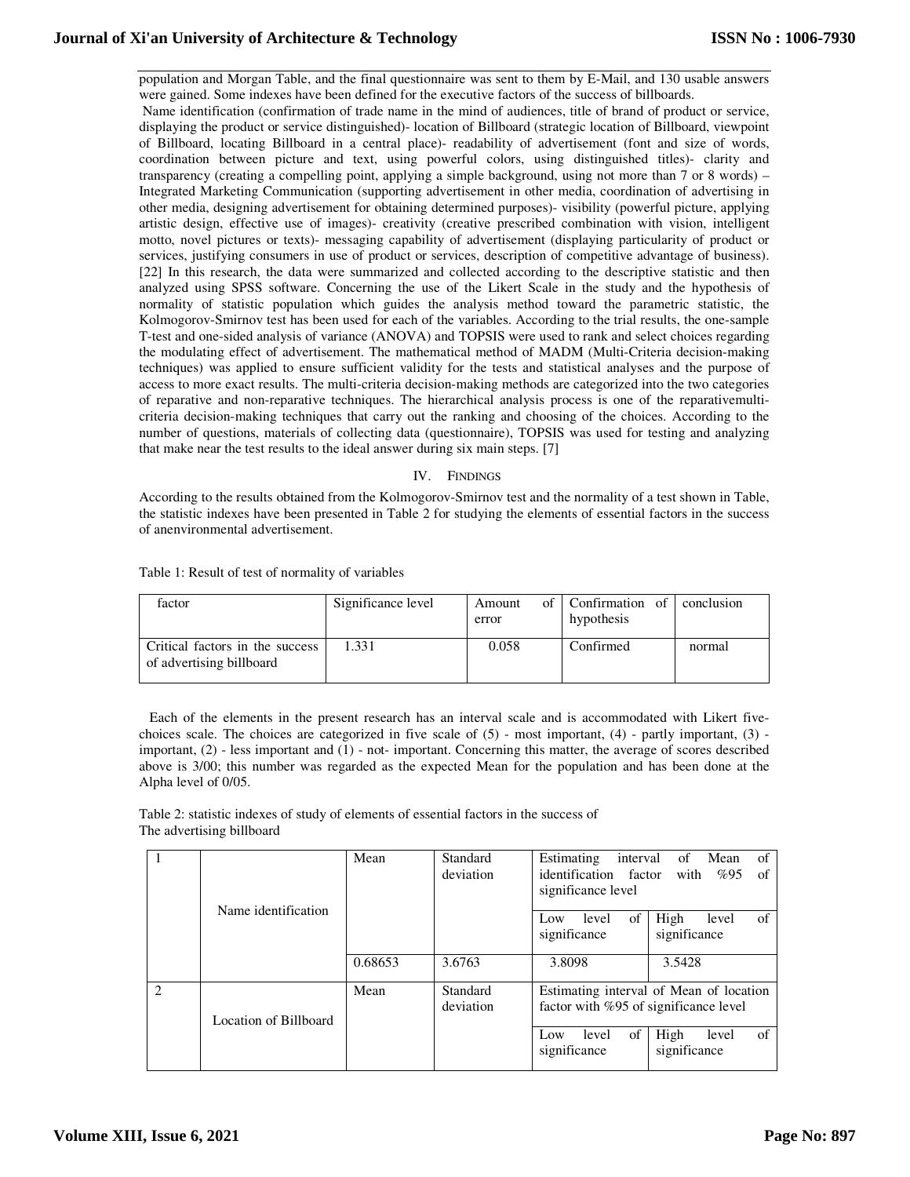population and Morgan Table, and the final questionnaire was sent to them by E-Mail, and 130 usable answers were gained. Some indexes have been defined for the executive factors of the success of billboards.

Name identification (confirmation of trade name in the mind of audiences, title of brand of product or service, displaying the product or service distinguished)- location of Billboard (strategic location of Billboard, viewpoint of Billboard, locating Billboard in a central place)- readability of advertisement (font and size of words, coordination between picture and text, using powerful colors, using distinguished titles)- clarity and transparency (creating a compelling point, applying a simple background, using not more than 7 or 8 words) – Integrated Marketing Communication (supporting advertisement in other media, coordination of advertising in other media, designing advertisement for obtaining determined purposes)- visibility (powerful picture, applying artistic design, effective use of images)- creativity (creative prescribed combination with vision, intelligent motto, novel pictures or texts)- messaging capability of advertisement (displaying particularity of product or services, justifying consumers in use of product or services, description of competitive advantage of business). [22] In this research, the data were summarized and collected according to the descriptive statistic and then analyzed using SPSS software. Concerning the use of the Likert Scale in the study and the hypothesis of normality of statistic population which guides the analysis method toward the parametric statistic, the Kolmogorov-Smirnov test has been used for each of the variables. According to the trial results, the one-sample T-test and one-sided analysis of variance (ANOVA) and TOPSIS were used to rank and select choices regarding the modulating effect of advertisement. The mathematical method of MADM (Multi-Criteria decision-making techniques) was applied to ensure sufficient validity for the tests and statistical analyses and the purpose of access to more exact results. The multi-criteria decision-making methods are categorized into the two categories of reparative and non-reparative techniques. The hierarchical analysis process is one of the reparativemulti-criteria decision-making techniques that carry out the ranking and choosing of the choices. According to the number of questions, materials of collecting data (questionnaire), TOPSIS was used for testing and analyzing that make near the test results to the ideal answer during six main steps. [7]

## IV. FINDINGS

According to the results obtained from the Kolmogorov-Smirnov test and the normality of a test shown in Table, the statistic indexes have been presented in Table 2 for studying the elements of essential factors in the success of anenvironmental advertisement.

Table 1: Result of test of normality of variables

| factor | Significance level | Amount of error | Confirmation of hypothesis | conclusion |
|---|---|---|---|---|
| Critical factors in the success of advertising billboard | 1.331 | 0.058 | Confirmed | normal |

Each of the elements in the present research has an interval scale and is accommodated with Likert five-choices scale. The choices are categorized in five scale of (5) - most important, (4) - partly important, (3) - important, (2) - less important and (1) - not- important. Concerning this matter, the average of scores described above is 3/00; this number was regarded as the expected Mean for the population and has been done at the Alpha level of 0/05.

Table 2: statistic indexes of study of elements of essential factors in the success of
The advertising billboard

| 1 | Name identification | Mean | Standard deviation | Estimating interval of Mean of identification factor with %95 of significance level | |
|---|---|---|---|---|---|
| | | | | Low level of significance | High level of significance |
| | | 0.68653 | 3.6763 | 3.8098 | 3.5428 |
| 2 | Location of Billboard | Mean | Standard deviation | Estimating interval of Mean of location factor with %95 of significance level | |
| | | | | Low level of significance | High level of significance |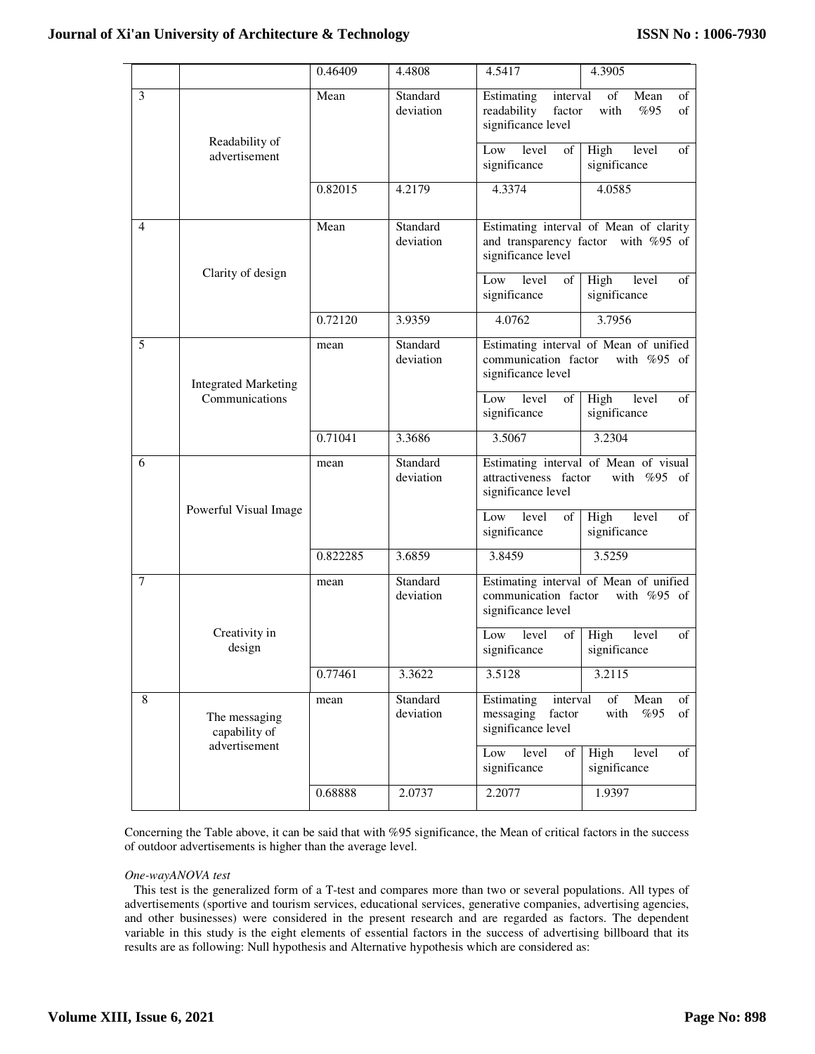| | | 0.46409 | 4.4808 | 4.5417 | 4.3905 |
|---|---|---|---|---|---|
| 3 | Readability of advertisement | Mean | Standard deviation | Estimating interval of Mean of readability factor with %95 of significance level | |
| | | | | Low level of significance | High level of significance |
| | | 0.82015 | 4.2179 | 4.3374 | 4.0585 |
| 4 | Clarity of design | Mean | Standard deviation | Estimating interval of Mean of clarity and transparency factor with %95 of significance level | |
| | | | | Low level of significance | High level of significance |
| | | 0.72120 | 3.9359 | 4.0762 | 3.7956 |
| 5 | Integrated Marketing Communications | mean | Standard deviation | Estimating interval of Mean of unified communication factor with %95 of significance level | |
| | | | | Low level of significance | High level of significance |
| | | 0.71041 | 3.3686 | 3.5067 | 3.2304 |
| 6 | Powerful Visual Image | mean | Standard deviation | Estimating interval of Mean of visual attractiveness factor with %95 of significance level | |
| | | | | Low level of significance | High level of significance |
| | | 0.822285 | 3.6859 | 3.8459 | 3.5259 |
| 7 | Creativity in design | mean | Standard deviation | Estimating interval of Mean of unified communication factor with %95 of significance level | |
| | | | | Low level of significance | High level of significance |
| | | 0.77461 | 3.3622 | 3.5128 | 3.2115 |
| 8 | The messaging capability of advertisement | mean | Standard deviation | Estimating interval of Mean of messaging factor with %95 of significance level | |
| | | | | Low level of significance | High level of significance |
| | | 0.68888 | 2.0737 | 2.2077 | 1.9397 |

Concerning the Table above, it can be said that with %95 significance, the Mean of critical factors in the success of outdoor advertisements is higher than the average level.

*One-wayANOVA test*

This test is the generalized form of a T-test and compares more than two or several populations. All types of advertisements (sportive and tourism services, educational services, generative companies, advertising agencies, and other businesses) were considered in the present research and are regarded as factors. The dependent variable in this study is the eight elements of essential factors in the success of advertising billboard that its results are as following: Null hypothesis and Alternative hypothesis which are considered as: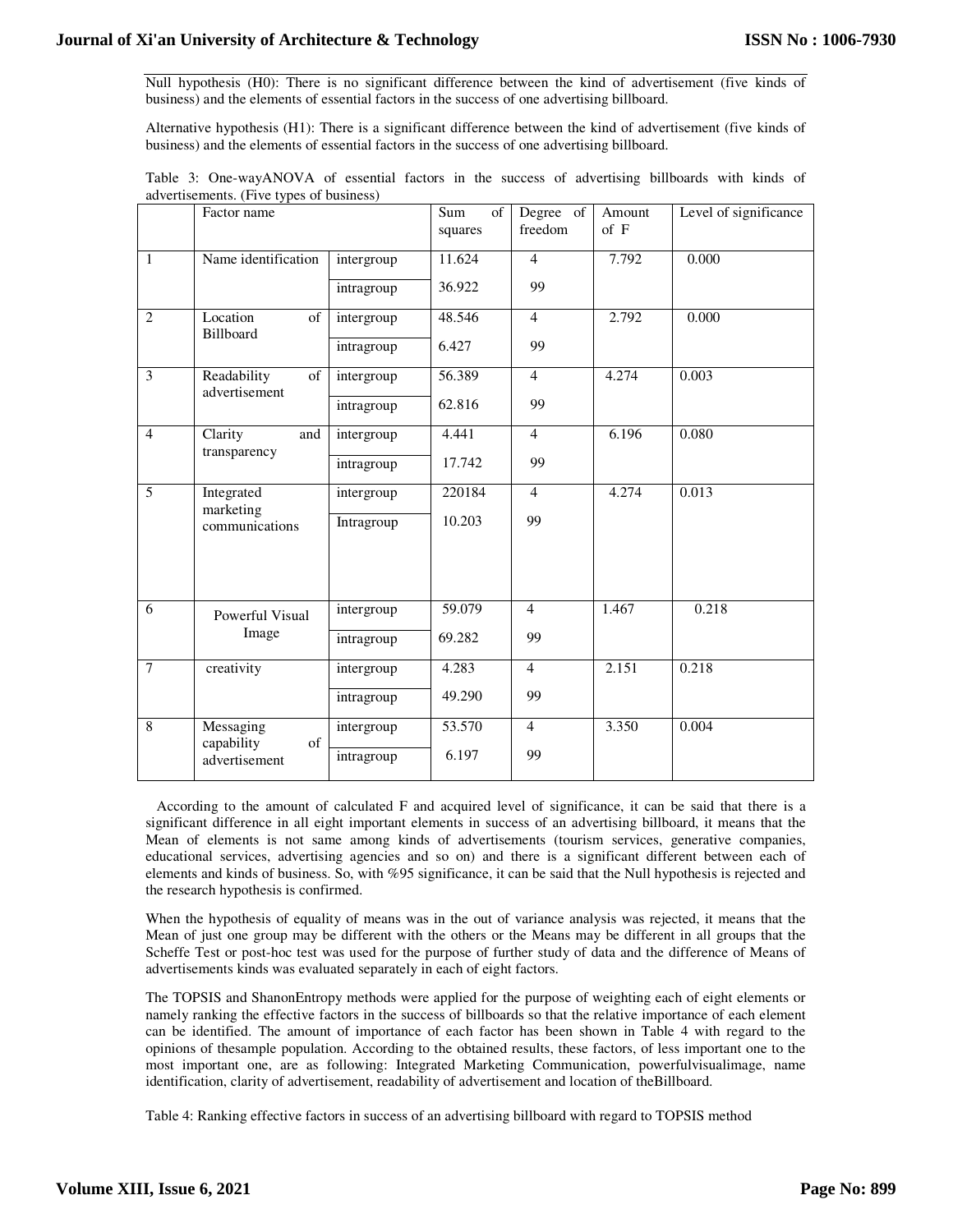Null hypothesis (H0): There is no significant difference between the kind of advertisement (five kinds of business) and the elements of essential factors in the success of one advertising billboard.

Alternative hypothesis (H1): There is a significant difference between the kind of advertisement (five kinds of business) and the elements of essential factors in the success of one advertising billboard.

Table 3: One-wayANOVA of essential factors in the success of advertising billboards with kinds of advertisements. (Five types of business)

| | Factor name | | Sum of squares | Degree of freedom | Amount of F | Level of significance |
|---|---|---|---|---|---|---|
| 1 | Name identification | intergroup | 11.624 | 4 | 7.792 | 0.000 |
| | | intragroup | 36.922 | 99 | | |
| 2 | Location of Billboard | intergroup | 48.546 | 4 | 2.792 | 0.000 |
| | | intragroup | 6.427 | 99 | | |
| 3 | Readability of advertisement | intergroup | 56.389 | 4 | 4.274 | 0.003 |
| | | intragroup | 62.816 | 99 | | |
| 4 | Clarity and transparency | intergroup | 4.441 | 4 | 6.196 | 0.080 |
| | | intragroup | 17.742 | 99 | | |
| 5 | Integrated marketing communications | intergroup | 220184 | 4 | 4.274 | 0.013 |
| | | Intragroup | 10.203 | 99 | | |
| 6 | Powerful Visual Image | intergroup | 59.079 | 4 | 1.467 | 0.218 |
| | | intragroup | 69.282 | 99 | | |
| 7 | creativity | intergroup | 4.283 | 4 | 2.151 | 0.218 |
| | | intragroup | 49.290 | 99 | | |
| 8 | Messaging capability of advertisement | intergroup | 53.570 | 4 | 3.350 | 0.004 |
| | | intragroup | 6.197 | 99 | | |

According to the amount of calculated F and acquired level of significance, it can be said that there is a significant difference in all eight important elements in success of an advertising billboard, it means that the Mean of elements is not same among kinds of advertisements (tourism services, generative companies, educational services, advertising agencies and so on) and there is a significant different between each of elements and kinds of business. So, with %95 significance, it can be said that the Null hypothesis is rejected and the research hypothesis is confirmed.

When the hypothesis of equality of means was in the out of variance analysis was rejected, it means that the Mean of just one group may be different with the others or the Means may be different in all groups that the Scheffe Test or post-hoc test was used for the purpose of further study of data and the difference of Means of advertisements kinds was evaluated separately in each of eight factors.

The TOPSIS and ShanonEntropy methods were applied for the purpose of weighting each of eight elements or namely ranking the effective factors in the success of billboards so that the relative importance of each element can be identified. The amount of importance of each factor has been shown in Table 4 with regard to the opinions of thesample population. According to the obtained results, these factors, of less important one to the most important one, are as following: Integrated Marketing Communication, powerfulvisualimage, name identification, clarity of advertisement, readability of advertisement and location of theBillboard.

Table 4: Ranking effective factors in success of an advertising billboard with regard to TOPSIS method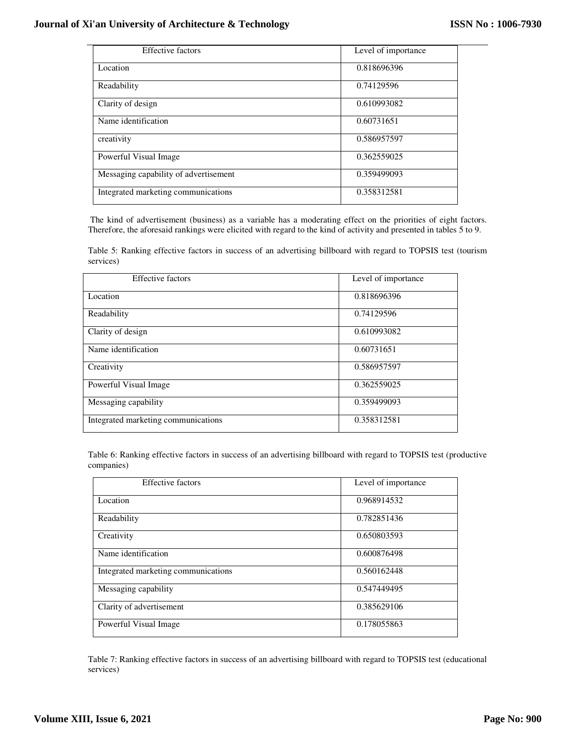| Effective factors | Level of importance |
|---|---|
| Location | 0.818696396 |
| Readability | 0.74129596 |
| Clarity of design | 0.610993082 |
| Name identification | 0.60731651 |
| creativity | 0.586957597 |
| Powerful Visual Image | 0.362559025 |
| Messaging capability of advertisement | 0.359499093 |
| Integrated marketing communications | 0.358312581 |

The kind of advertisement (business) as a variable has a moderating effect on the priorities of eight factors. Therefore, the aforesaid rankings were elicited with regard to the kind of activity and presented in tables 5 to 9.

Table 5: Ranking effective factors in success of an advertising billboard with regard to TOPSIS test (tourism services)

| Effective factors | Level of importance |
|---|---|
| Location | 0.818696396 |
| Readability | 0.74129596 |
| Clarity of design | 0.610993082 |
| Name identification | 0.60731651 |
| Creativity | 0.586957597 |
| Powerful Visual Image | 0.362559025 |
| Messaging capability | 0.359499093 |
| Integrated marketing communications | 0.358312581 |

Table 6: Ranking effective factors in success of an advertising billboard with regard to TOPSIS test (productive companies)

| Effective factors | Level of importance |
|---|---|
| Location | 0.968914532 |
| Readability | 0.782851436 |
| Creativity | 0.650803593 |
| Name identification | 0.600876498 |
| Integrated marketing communications | 0.560162448 |
| Messaging capability | 0.547449495 |
| Clarity of advertisement | 0.385629106 |
| Powerful Visual Image | 0.178055863 |

Table 7: Ranking effective factors in success of an advertising billboard with regard to TOPSIS test (educational services)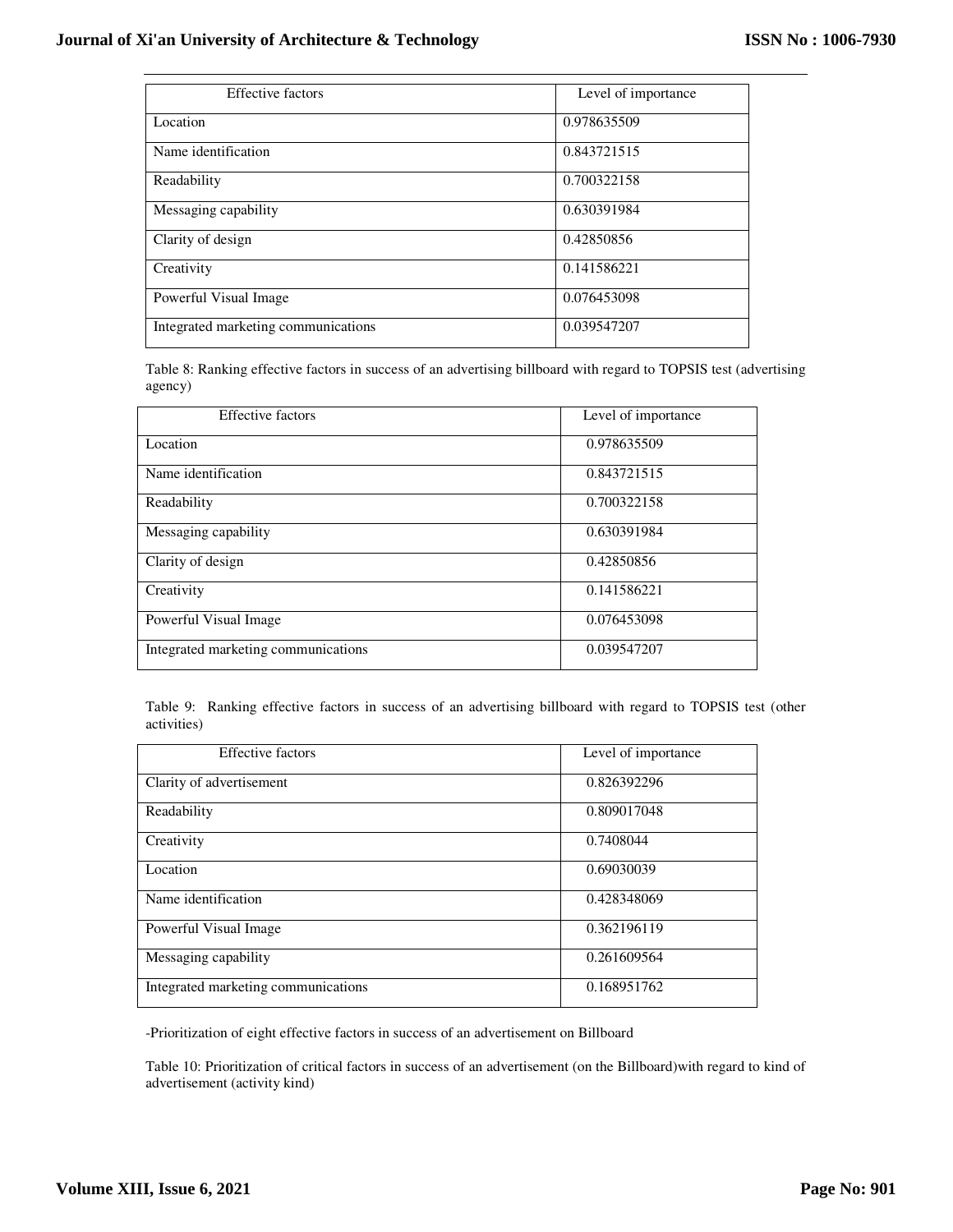| Effective factors | Level of importance |
|---|---|
| Location | 0.978635509 |
| Name identification | 0.843721515 |
| Readability | 0.700322158 |
| Messaging capability | 0.630391984 |
| Clarity of design | 0.42850856 |
| Creativity | 0.141586221 |
| Powerful Visual Image | 0.076453098 |
| Integrated marketing communications | 0.039547207 |

Table 8: Ranking effective factors in success of an advertising billboard with regard to TOPSIS test (advertising agency)

| Effective factors | Level of importance |
|---|---|
| Location | 0.978635509 |
| Name identification | 0.843721515 |
| Readability | 0.700322158 |
| Messaging capability | 0.630391984 |
| Clarity of design | 0.42850856 |
| Creativity | 0.141586221 |
| Powerful Visual Image | 0.076453098 |
| Integrated marketing communications | 0.039547207 |

Table 9: Ranking effective factors in success of an advertising billboard with regard to TOPSIS test (other activities)

| Effective factors | Level of importance |
|---|---|
| Clarity of advertisement | 0.826392296 |
| Readability | 0.809017048 |
| Creativity | 0.7408044 |
| Location | 0.69030039 |
| Name identification | 0.428348069 |
| Powerful Visual Image | 0.362196119 |
| Messaging capability | 0.261609564 |
| Integrated marketing communications | 0.168951762 |

-Prioritization of eight effective factors in success of an advertisement on Billboard

Table 10: Prioritization of critical factors in success of an advertisement (on the Billboard)with regard to kind of advertisement (activity kind)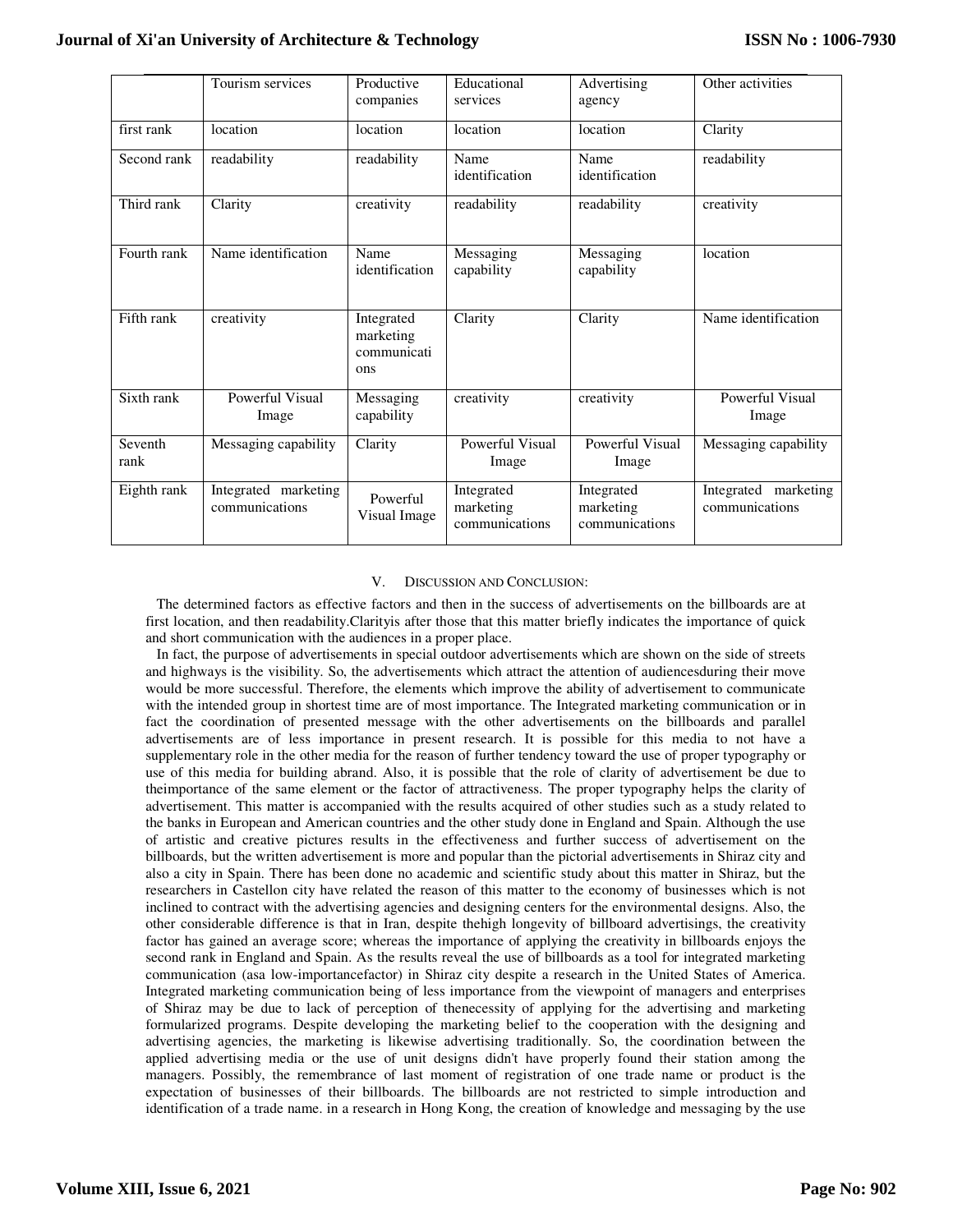| | Tourism services | Productive companies | Educational services | Advertising agency | Other activities |
|---|---|---|---|---|---|
| first rank | location | location | location | location | Clarity |
| Second rank | readability | readability | Name identification | Name identification | readability |
| Third rank | Clarity | creativity | readability | readability | creativity |
| Fourth rank | Name identification | Name identification | Messaging capability | Messaging capability | location |
| Fifth rank | creativity | Integrated marketing communications | Clarity | Clarity | Name identification |
| Sixth rank | Powerful Visual Image | Messaging capability | creativity | creativity | Powerful Visual Image |
| Seventh rank | Messaging capability | Clarity | Powerful Visual Image | Powerful Visual Image | Messaging capability |
| Eighth rank | Integrated marketing communications | Powerful Visual Image | Integrated marketing communications | Integrated marketing communications | Integrated marketing communications |

## V. Discussion and Conclusion:

The determined factors as effective factors and then in the success of advertisements on the billboards are at first location, and then readability.Clarityis after those that this matter briefly indicates the importance of quick and short communication with the audiences in a proper place.

In fact, the purpose of advertisements in special outdoor advertisements which are shown on the side of streets and highways is the visibility. So, the advertisements which attract the attention of audiencesduring their move would be more successful. Therefore, the elements which improve the ability of advertisement to communicate with the intended group in shortest time are of most importance. The Integrated marketing communication or in fact the coordination of presented message with the other advertisements on the billboards and parallel advertisements are of less importance in present research. It is possible for this media to not have a supplementary role in the other media for the reason of further tendency toward the use of proper typography or use of this media for building abrand. Also, it is possible that the role of clarity of advertisement be due to theimportance of the same element or the factor of attractiveness. The proper typography helps the clarity of advertisement. This matter is accompanied with the results acquired of other studies such as a study related to the banks in European and American countries and the other study done in England and Spain. Although the use of artistic and creative pictures results in the effectiveness and further success of advertisement on the billboards, but the written advertisement is more and popular than the pictorial advertisements in Shiraz city and also a city in Spain. There has been done no academic and scientific study about this matter in Shiraz, but the researchers in Castellon city have related the reason of this matter to the economy of businesses which is not inclined to contract with the advertising agencies and designing centers for the environmental designs. Also, the other considerable difference is that in Iran, despite thehigh longevity of billboard advertisings, the creativity factor has gained an average score; whereas the importance of applying the creativity in billboards enjoys the second rank in England and Spain. As the results reveal the use of billboards as a tool for integrated marketing communication (asa low-importancefactor) in Shiraz city despite a research in the United States of America. Integrated marketing communication being of less importance from the viewpoint of managers and enterprises of Shiraz may be due to lack of perception of thenecessity of applying for the advertising and marketing formularized programs. Despite developing the marketing belief to the cooperation with the designing and advertising agencies, the marketing is likewise advertising traditionally. So, the coordination between the applied advertising media or the use of unit designs didn't have properly found their station among the managers. Possibly, the remembrance of last moment of registration of one trade name or product is the expectation of businesses of their billboards. The billboards are not restricted to simple introduction and identification of a trade name. in a research in Hong Kong, the creation of knowledge and messaging by the use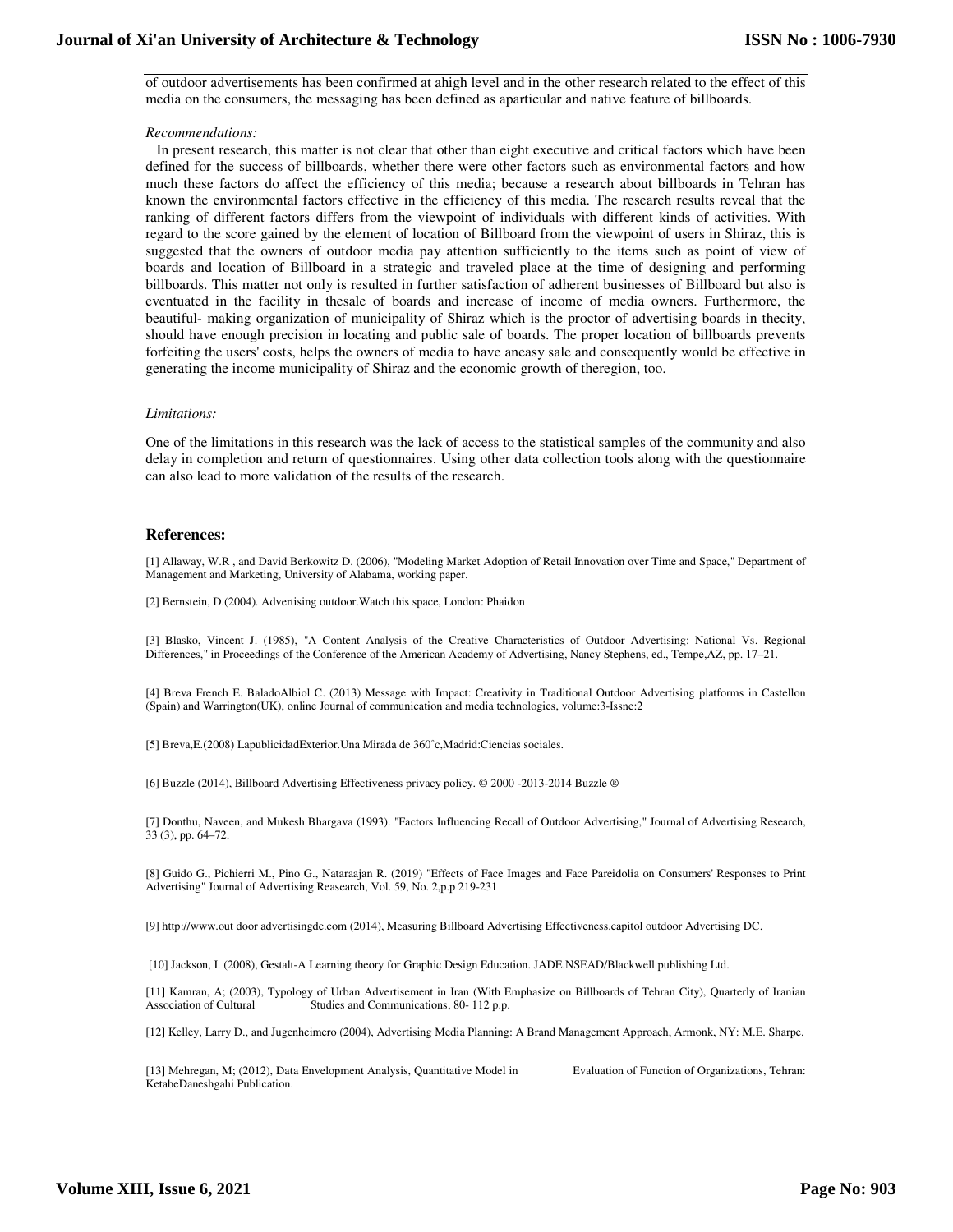of outdoor advertisements has been confirmed at ahigh level and in the other research related to the effect of this media on the consumers, the messaging has been defined as aparticular and native feature of billboards.

*Recommendations:*

In present research, this matter is not clear that other than eight executive and critical factors which have been defined for the success of billboards, whether there were other factors such as environmental factors and how much these factors do affect the efficiency of this media; because a research about billboards in Tehran has known the environmental factors effective in the efficiency of this media. The research results reveal that the ranking of different factors differs from the viewpoint of individuals with different kinds of activities. With regard to the score gained by the element of location of Billboard from the viewpoint of users in Shiraz, this is suggested that the owners of outdoor media pay attention sufficiently to the items such as point of view of boards and location of Billboard in a strategic and traveled place at the time of designing and performing billboards. This matter not only is resulted in further satisfaction of adherent businesses of Billboard but also is eventuated in the facility in thesale of boards and increase of income of media owners. Furthermore, the beautiful- making organization of municipality of Shiraz which is the proctor of advertising boards in thecity, should have enough precision in locating and public sale of boards. The proper location of billboards prevents forfeiting the users' costs, helps the owners of media to have aneasy sale and consequently would be effective in generating the income municipality of Shiraz and the economic growth of theregion, too.

*Limitations:*

One of the limitations in this research was the lack of access to the statistical samples of the community and also delay in completion and return of questionnaires. Using other data collection tools along with the questionnaire can also lead to more validation of the results of the research.

## References:

[1] Allaway, W.R , and David Berkowitz D. (2006), "Modeling Market Adoption of Retail Innovation over Time and Space," Department of Management and Marketing, University of Alabama, working paper.

[2] Bernstein, D.(2004). Advertising outdoor.Watch this space, London: Phaidon

[3] Blasko, Vincent J. (1985), "A Content Analysis of the Creative Characteristics of Outdoor Advertising: National Vs. Regional Differences," in Proceedings of the Conference of the American Academy of Advertising, Nancy Stephens, ed., Tempe,AZ, pp. 17–21.

[4] Breva French E. BaladoAlbiol C. (2013) Message with Impact: Creativity in Traditional Outdoor Advertising platforms in Castellon (Spain) and Warrington(UK), online Journal of communication and media technologies, volume:3-Issne:2

[5] Breva,E.(2008) LapublicidadExterior.Una Mirada de 360˚c,Madrid:Ciencias sociales.

[6] Buzzle (2014), Billboard Advertising Effectiveness privacy policy. © 2000 -2013-2014 Buzzle ®

[7] Donthu, Naveen, and Mukesh Bhargava (1993). "Factors Influencing Recall of Outdoor Advertising," Journal of Advertising Research, 33 (3), pp. 64–72.

[8] Guido G., Pichierri M., Pino G., Nataraajan R. (2019) "Effects of Face Images and Face Pareidolia on Consumers' Responses to Print Advertising" Journal of Advertising Reasearch, Vol. 59, No. 2,p.p 219-231

[9] http://www.out door advertisingdc.com (2014), Measuring Billboard Advertising Effectiveness.capitol outdoor Advertising DC.

[10] Jackson, I. (2008), Gestalt-A Learning theory for Graphic Design Education. JADE.NSEAD/Blackwell publishing Ltd.

[11] Kamran, A; (2003), Typology of Urban Advertisement in Iran (With Emphasize on Billboards of Tehran City), Quarterly of Iranian Association of Cultural Studies and Communications, 80- 112 p.p.

[12] Kelley, Larry D., and Jugenheimero (2004), Advertising Media Planning: A Brand Management Approach, Armonk, NY: M.E. Sharpe.

[13] Mehregan, M; (2012), Data Envelopment Analysis, Quantitative Model in Evaluation of Function of Organizations, Tehran: KetabeDaneshgahi Publication.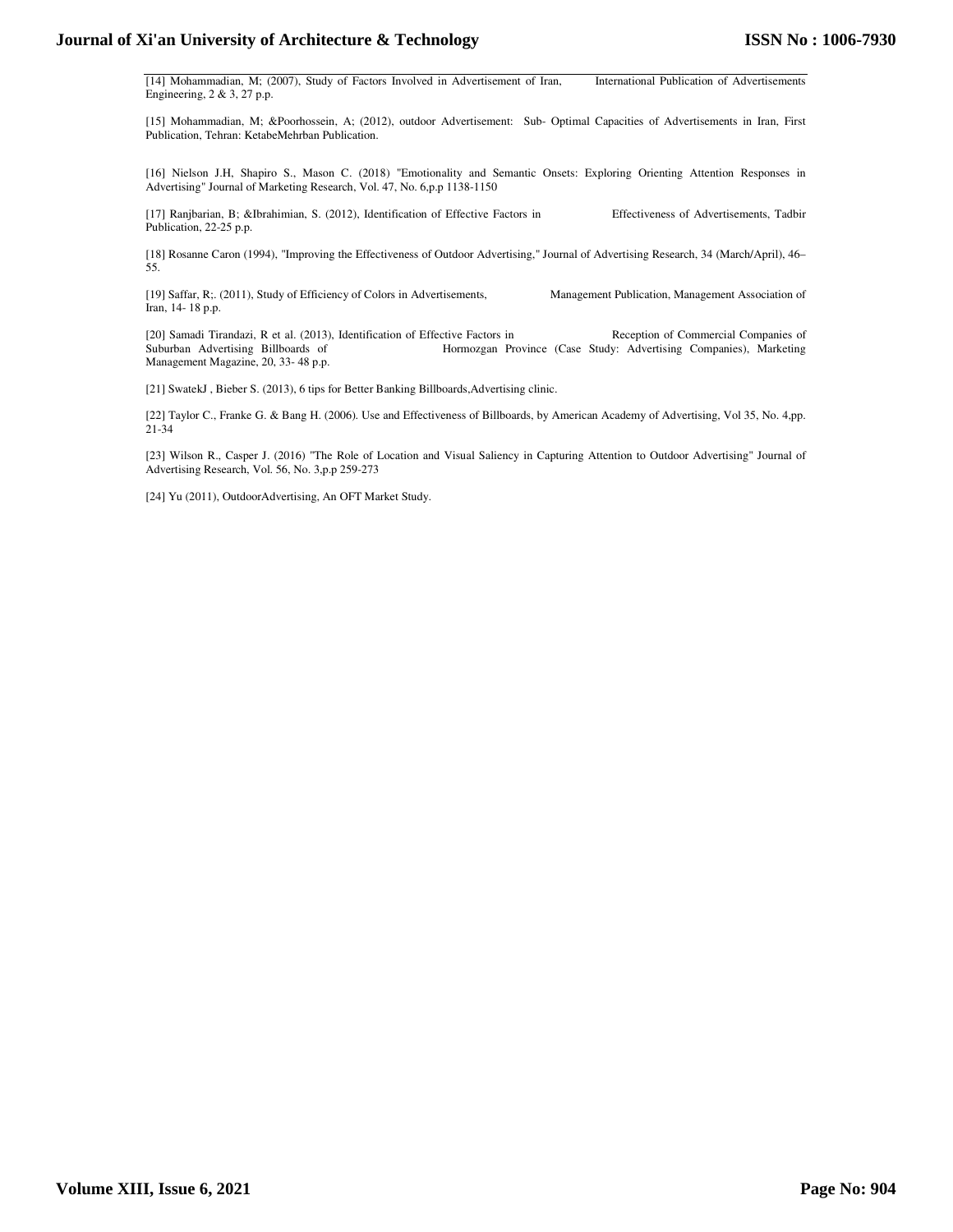[14] Mohammadian, M; (2007), Study of Factors Involved in Advertisement of Iran, International Publication of Advertisements Engineering, 2 & 3, 27 p.p.

[15] Mohammadian, M; &Poorhossein, A; (2012), outdoor Advertisement: Sub- Optimal Capacities of Advertisements in Iran, First Publication, Tehran: KetabeMehrban Publication.

[16] Nielson J.H, Shapiro S., Mason C. (2018) "Emotionality and Semantic Onsets: Exploring Orienting Attention Responses in Advertising" Journal of Marketing Research, Vol. 47, No. 6,p.p 1138-1150

[17] Ranjbarian, B; &Ibrahimian, S. (2012), Identification of Effective Factors in Effectiveness of Advertisements, Tadbir Publication, 22-25 p.p.

[18] Rosanne Caron (1994), "Improving the Effectiveness of Outdoor Advertising," Journal of Advertising Research, 34 (March/April), 46–55.

[19] Saffar, R;. (2011), Study of Efficiency of Colors in Advertisements, Management Publication, Management Association of Iran, 14- 18 p.p.

[20] Samadi Tirandazi, R et al. (2013), Identification of Effective Factors in Reception of Commercial Companies of Suburban Advertising Billboards of Hormozgan Province (Case Study: Advertising Companies), Marketing Management Magazine, 20, 33- 48 p.p.

[21] SwatekJ , Bieber S. (2013), 6 tips for Better Banking Billboards,Advertising clinic.

[22] Taylor C., Franke G. & Bang H. (2006). Use and Effectiveness of Billboards, by American Academy of Advertising, Vol 35, No. 4,pp. 21-34

[23] Wilson R., Casper J. (2016) "The Role of Location and Visual Saliency in Capturing Attention to Outdoor Advertising" Journal of Advertising Research, Vol. 56, No. 3,p.p 259-273

[24] Yu (2011), OutdoorAdvertising, An OFT Market Study.